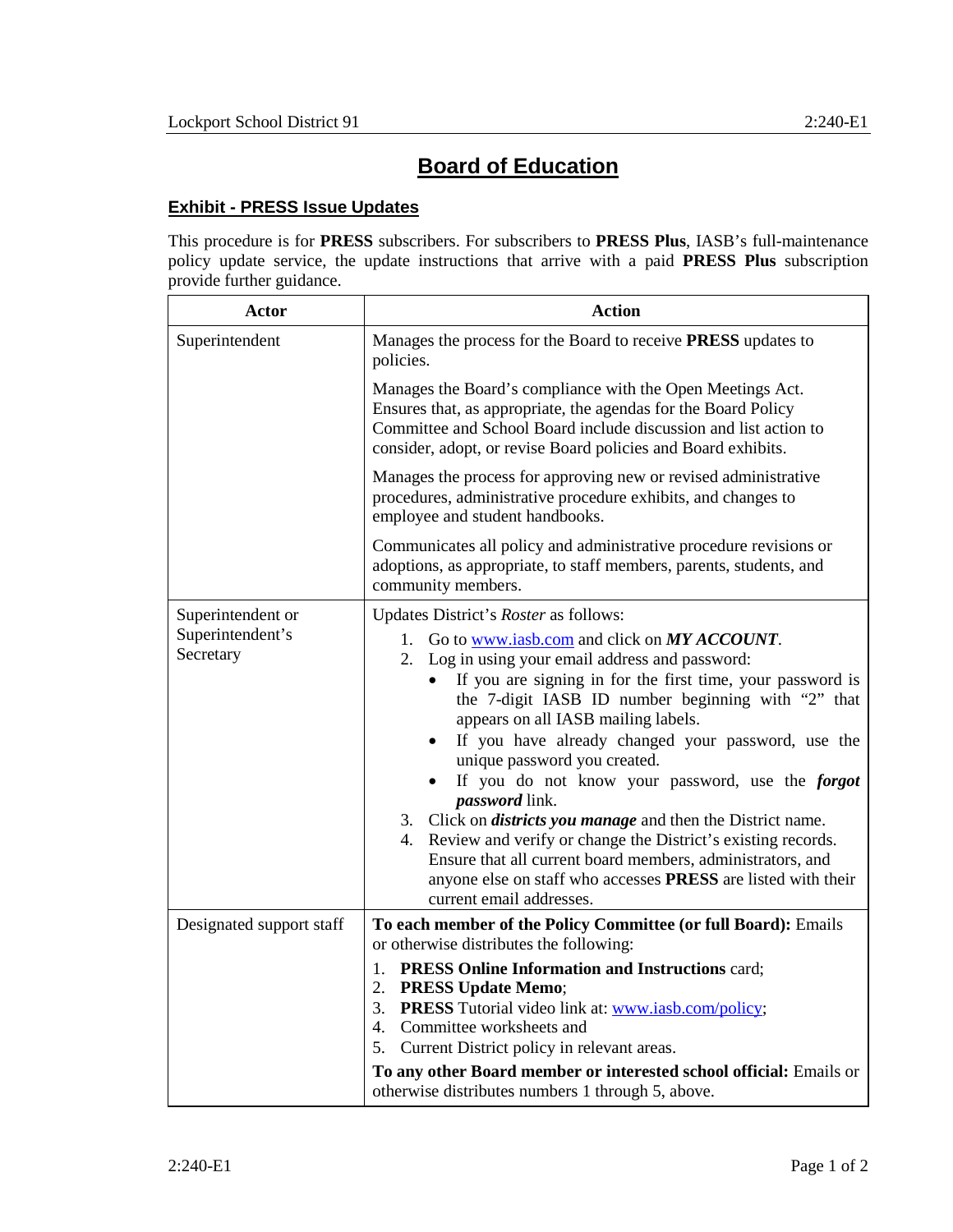# Board of Education

## Exhibit - PRESS Issue Updates

This procedure is for **PRESS** subscribers. For subscribers to **PRESS Plus**, IASB's full-maintenance policy update service, the update instructions that arrive with a paid **PRESS Plus** subscription provide further guidance.

| Actor | Action |
|---|---|
| Superintendent | Manages the process for the Board to receive **PRESS** updates to policies.<br><br>Manages the Board's compliance with the Open Meetings Act. Ensures that, as appropriate, the agendas for the Board Policy Committee and School Board include discussion and list action to consider, adopt, or revise Board policies and Board exhibits.<br><br>Manages the process for approving new or revised administrative procedures, administrative procedure exhibits, and changes to employee and student handbooks.<br><br>Communicates all policy and administrative procedure revisions or adoptions, as appropriate, to staff members, parents, students, and community members. |
| Superintendent or Superintendent's Secretary | Updates District's *Roster* as follows:<br>1. Go to www.iasb.com and click on ***MY ACCOUNT***.<br>2. Log in using your email address and password:<br>• If you are signing in for the first time, your password is the 7-digit IASB ID number beginning with "2" that appears on all IASB mailing labels.<br>• If you have already changed your password, use the unique password you created.<br>• If you do not know your password, use the ***forgot password*** link.<br>3. Click on ***districts you manage*** and then the District name.<br>4. Review and verify or change the District's existing records. Ensure that all current board members, administrators, and anyone else on staff who accesses **PRESS** are listed with their current email addresses. |
| Designated support staff | **To each member of the Policy Committee (or full Board):** Emails or otherwise distributes the following:<br>1. **PRESS Online Information and Instructions** card;<br>2. **PRESS Update Memo**;<br>3. **PRESS** Tutorial video link at: www.iasb.com/policy;<br>4. Committee worksheets and<br>5. Current District policy in relevant areas.<br><br>**To any other Board member or interested school official:** Emails or otherwise distributes numbers 1 through 5, above. |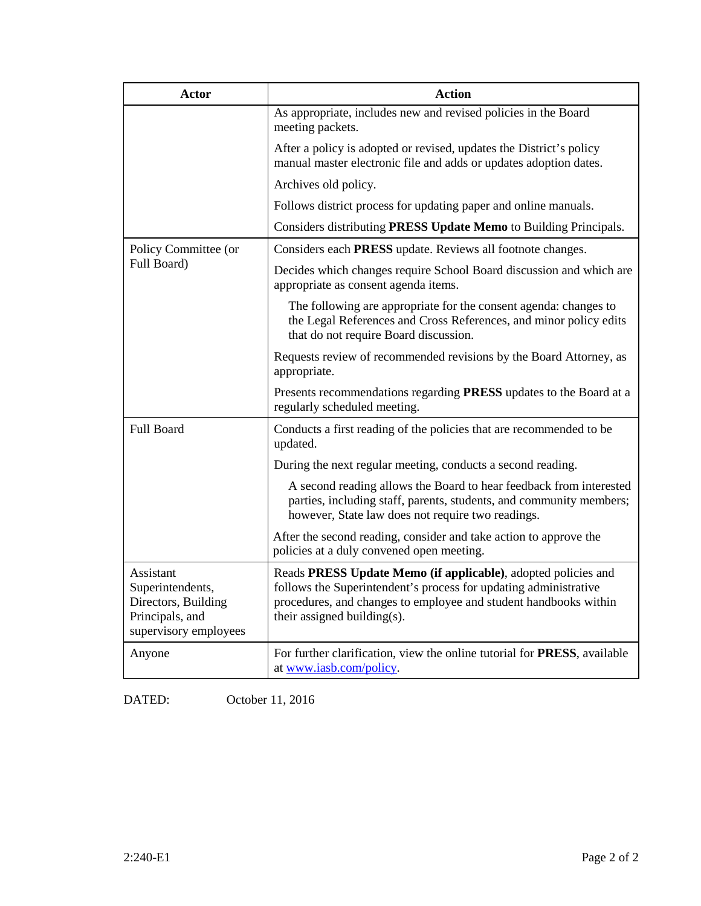| Actor | Action |
|---|---|
| | As appropriate, includes new and revised policies in the Board meeting packets.<br><br>After a policy is adopted or revised, updates the District's policy manual master electronic file and adds or updates adoption dates.<br><br>Archives old policy.<br><br>Follows district process for updating paper and online manuals.<br><br>Considers distributing **PRESS Update Memo** to Building Principals. |
| Policy Committee (or Full Board) | Considers each **PRESS** update. Reviews all footnote changes.<br><br>Decides which changes require School Board discussion and which are appropriate as consent agenda items.<br><br>The following are appropriate for the consent agenda: changes to the Legal References and Cross References, and minor policy edits that do not require Board discussion.<br><br>Requests review of recommended revisions by the Board Attorney, as appropriate.<br><br>Presents recommendations regarding **PRESS** updates to the Board at a regularly scheduled meeting. |
| Full Board | Conducts a first reading of the policies that are recommended to be updated.<br><br>During the next regular meeting, conducts a second reading.<br><br>A second reading allows the Board to hear feedback from interested parties, including staff, parents, students, and community members; however, State law does not require two readings.<br><br>After the second reading, consider and take action to approve the policies at a duly convened open meeting. |
| Assistant Superintendents, Directors, Building Principals, and supervisory employees | Reads **PRESS Update Memo (if applicable)**, adopted policies and follows the Superintendent's process for updating administrative procedures, and changes to employee and student handbooks within their assigned building(s). |
| Anyone | For further clarification, view the online tutorial for **PRESS**, available at www.iasb.com/policy. |

DATED: October 11, 2016

2:240-E1